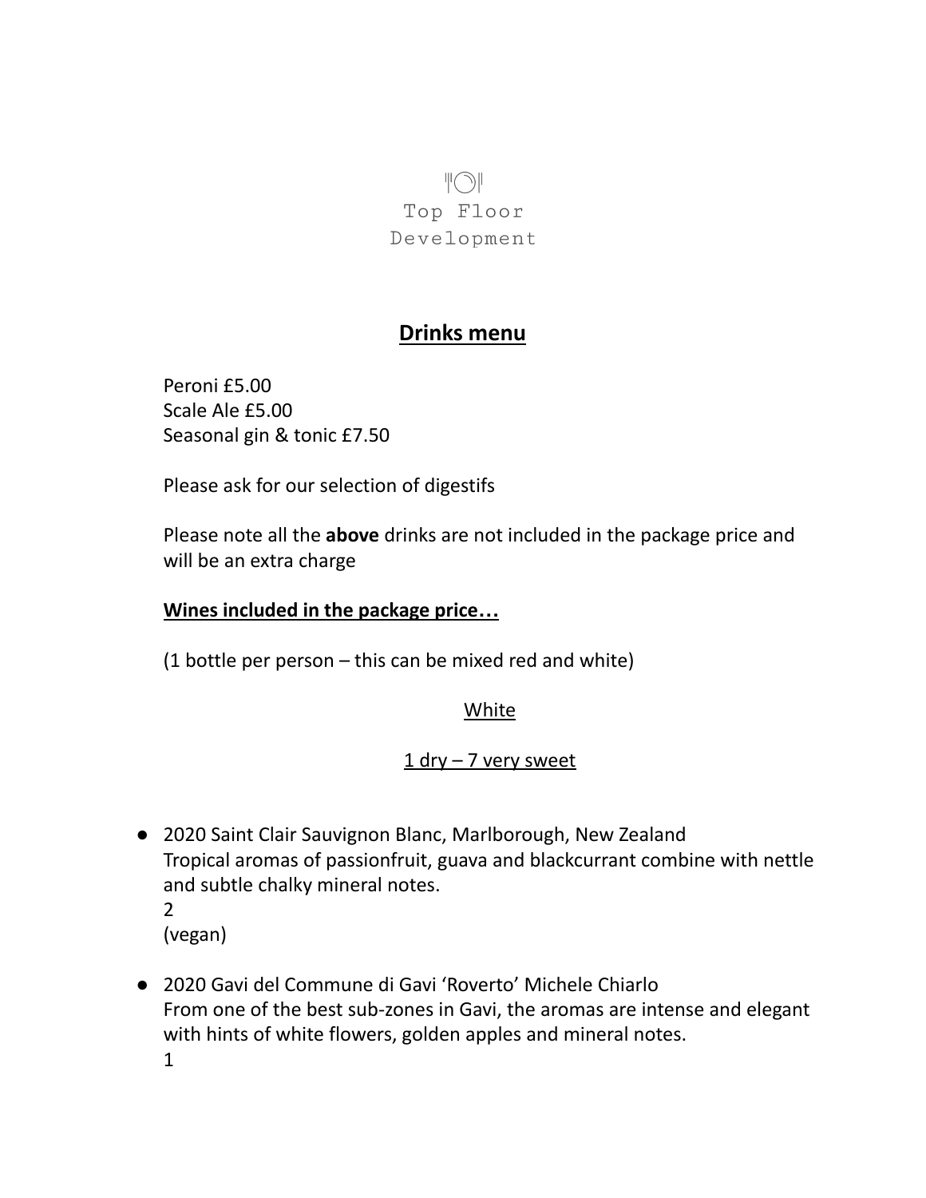Top Floor
Development

## Drinks menu

Peroni £5.00
Scale Ale £5.00
Seasonal gin & tonic £7.50

Please ask for our selection of digestifs

Please note all the **above** drinks are not included in the package price and will be an extra charge

**Wines included in the package price…**

(1 bottle per person – this can be mixed red and white)

White

1 dry – 7 very sweet

- 2020 Saint Clair Sauvignon Blanc, Marlborough, New Zealand
  Tropical aromas of passionfruit, guava and blackcurrant combine with nettle and subtle chalky mineral notes.
  2
  (vegan)

- 2020 Gavi del Commune di Gavi 'Roverto' Michele Chiarlo
  From one of the best sub-zones in Gavi, the aromas are intense and elegant with hints of white flowers, golden apples and mineral notes.
  1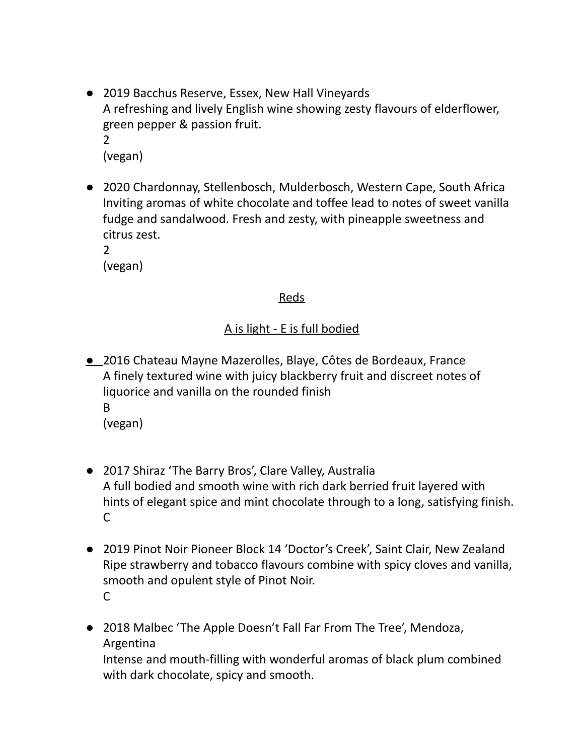- 2019 Bacchus Reserve, Essex, New Hall Vineyards
  A refreshing and lively English wine showing zesty flavours of elderflower, green pepper & passion fruit.
  2
  (vegan)

- 2020 Chardonnay, Stellenbosch, Mulderbosch, Western Cape, South Africa
  Inviting aromas of white chocolate and toffee lead to notes of sweet vanilla fudge and sandalwood. Fresh and zesty, with pineapple sweetness and citrus zest.
  2
  (vegan)

## Reds

### A is light - E is full bodied

- 2016 Chateau Mayne Mazerolles, Blaye, Côtes de Bordeaux, France
  A finely textured wine with juicy blackberry fruit and discreet notes of liquorice and vanilla on the rounded finish
  B
  (vegan)

- 2017 Shiraz 'The Barry Bros', Clare Valley, Australia
  A full bodied and smooth wine with rich dark berried fruit layered with hints of elegant spice and mint chocolate through to a long, satisfying finish.
  C

- 2019 Pinot Noir Pioneer Block 14 'Doctor's Creek', Saint Clair, New Zealand
  Ripe strawberry and tobacco flavours combine with spicy cloves and vanilla, smooth and opulent style of Pinot Noir.
  C

- 2018 Malbec 'The Apple Doesn't Fall Far From The Tree', Mendoza, Argentina
  Intense and mouth-filling with wonderful aromas of black plum combined with dark chocolate, spicy and smooth.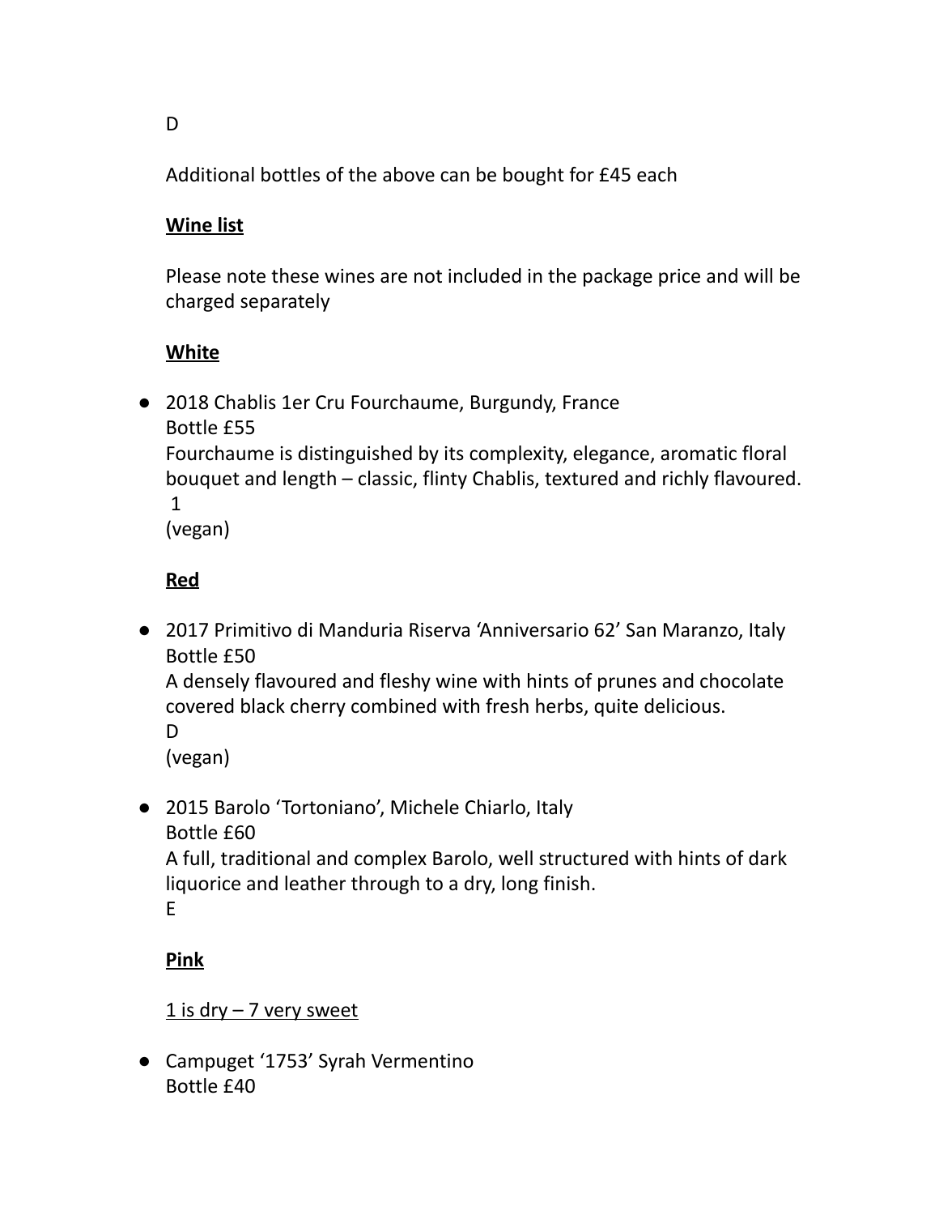D

Additional bottles of the above can be bought for £45 each

**Wine list**

Please note these wines are not included in the package price and will be charged separately

**White**

- 2018 Chablis 1er Cru Fourchaume, Burgundy, France
  Bottle £55
  Fourchaume is distinguished by its complexity, elegance, aromatic floral bouquet and length – classic, flinty Chablis, textured and richly flavoured.
  1
  (vegan)

**Red**

- 2017 Primitivo di Manduria Riserva 'Anniversario 62' San Maranzo, Italy
  Bottle £50
  A densely flavoured and fleshy wine with hints of prunes and chocolate covered black cherry combined with fresh herbs, quite delicious.
  D
  (vegan)

- 2015 Barolo 'Tortoniano', Michele Chiarlo, Italy
  Bottle £60
  A full, traditional and complex Barolo, well structured with hints of dark liquorice and leather through to a dry, long finish.
  E

**Pink**

1 is dry – 7 very sweet

- Campuget '1753' Syrah Vermentino
  Bottle £40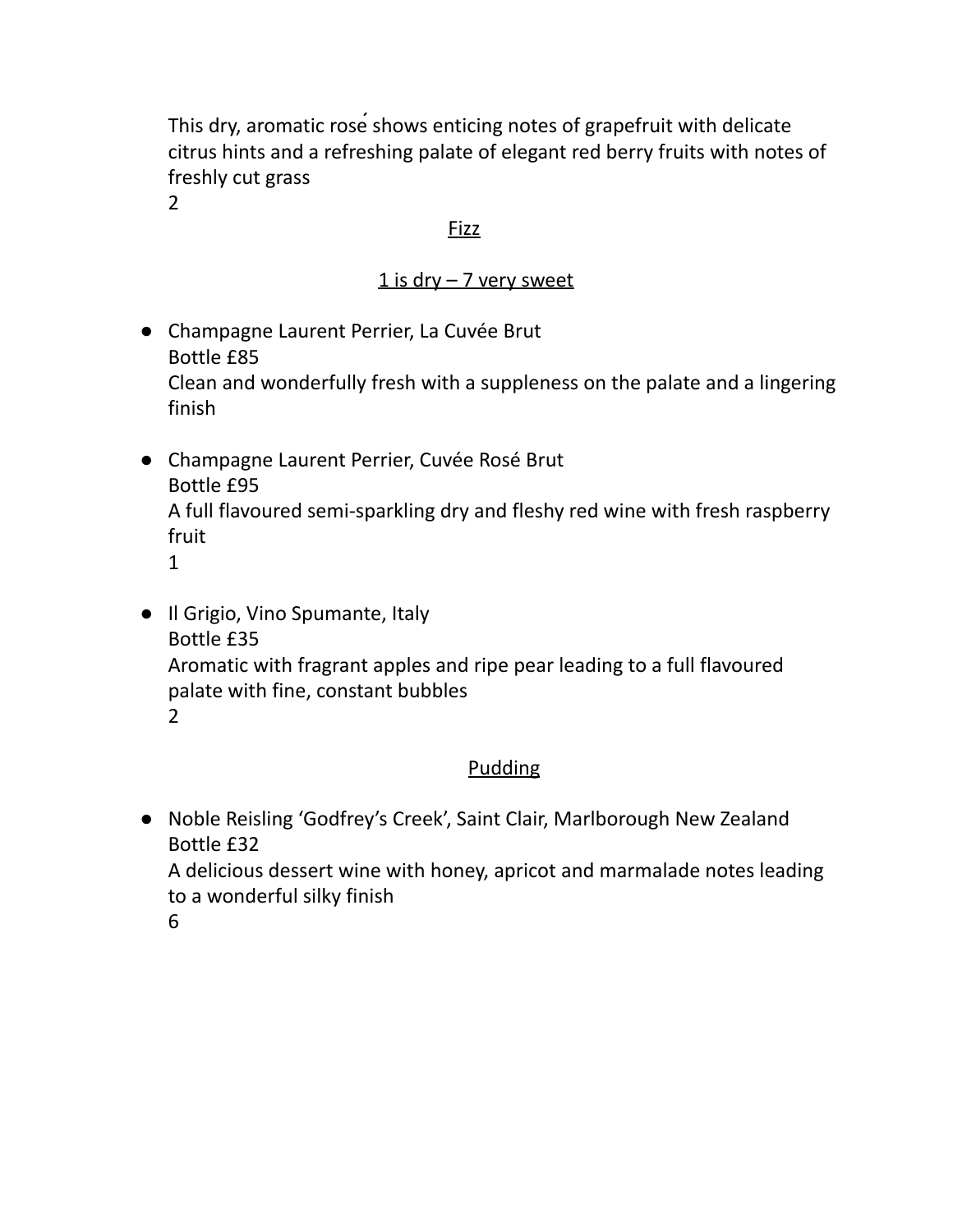This dry, aromatic rosé shows enticing notes of grapefruit with delicate citrus hints and a refreshing palate of elegant red berry fruits with notes of freshly cut grass
2

## Fizz

### 1 is dry – 7 very sweet

- Champagne Laurent Perrier, La Cuvée Brut
  Bottle £85
  Clean and wonderfully fresh with a suppleness on the palate and a lingering finish

- Champagne Laurent Perrier, Cuvée Rosé Brut
  Bottle £95
  A full flavoured semi-sparkling dry and fleshy red wine with fresh raspberry fruit
  1

- Il Grigio, Vino Spumante, Italy
  Bottle £35
  Aromatic with fragrant apples and ripe pear leading to a full flavoured palate with fine, constant bubbles
  2

## Pudding

- Noble Reisling 'Godfrey's Creek', Saint Clair, Marlborough New Zealand
  Bottle £32
  A delicious dessert wine with honey, apricot and marmalade notes leading to a wonderful silky finish
  6